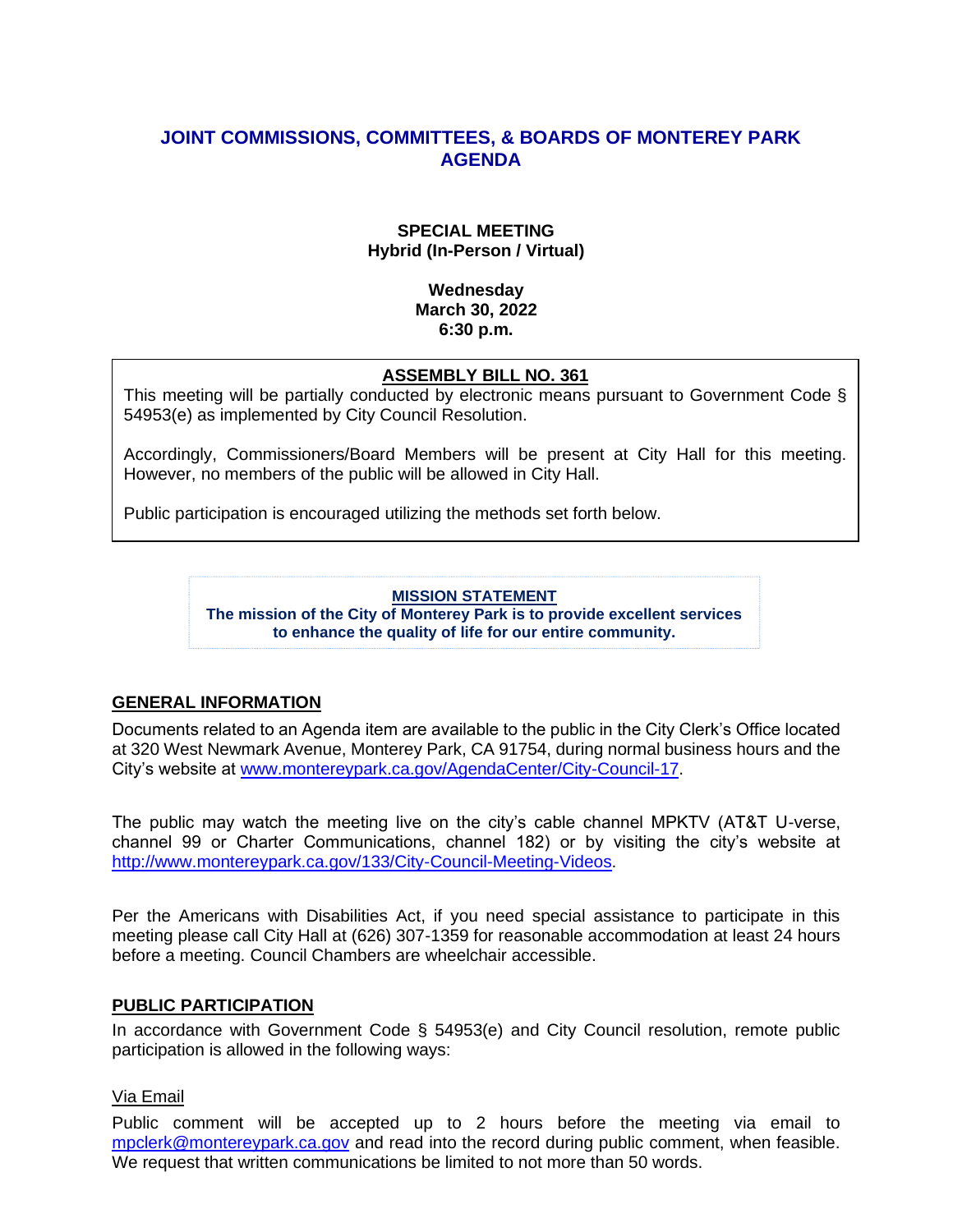# JOINT COMMISSIONS, COMMITTEES, & BOARDS OF MONTEREY PARK AGENDA

**SPECIAL MEETING**
**Hybrid (In-Person / Virtual)**

**Wednesday**
**March 30, 2022**
**6:30 p.m.**

**ASSEMBLY BILL NO. 361**

This meeting will be partially conducted by electronic means pursuant to Government Code § 54953(e) as implemented by City Council Resolution.

Accordingly, Commissioners/Board Members will be present at City Hall for this meeting. However, no members of the public will be allowed in City Hall.

Public participation is encouraged utilizing the methods set forth below.

**MISSION STATEMENT**
**The mission of the City of Monterey Park is to provide excellent services to enhance the quality of life for our entire community.**

## GENERAL INFORMATION

Documents related to an Agenda item are available to the public in the City Clerk's Office located at 320 West Newmark Avenue, Monterey Park, CA 91754, during normal business hours and the City's website at www.montereypark.ca.gov/AgendaCenter/City-Council-17.

The public may watch the meeting live on the city's cable channel MPKTV (AT&T U-verse, channel 99 or Charter Communications, channel 182) or by visiting the city's website at http://www.montereypark.ca.gov/133/City-Council-Meeting-Videos.

Per the Americans with Disabilities Act, if you need special assistance to participate in this meeting please call City Hall at (626) 307-1359 for reasonable accommodation at least 24 hours before a meeting. Council Chambers are wheelchair accessible.

## PUBLIC PARTICIPATION

In accordance with Government Code § 54953(e) and City Council resolution, remote public participation is allowed in the following ways:

### Via Email

Public comment will be accepted up to 2 hours before the meeting via email to mpclerk@montereypark.ca.gov and read into the record during public comment, when feasible. We request that written communications be limited to not more than 50 words.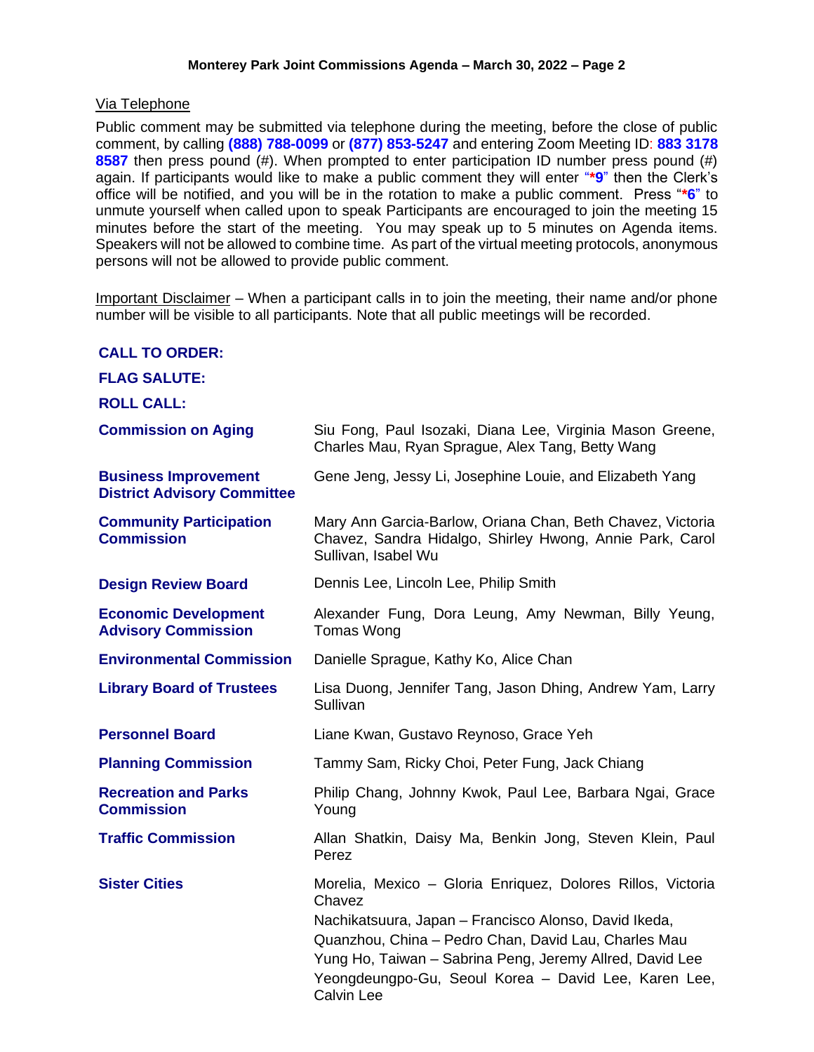Via Telephone

Public comment may be submitted via telephone during the meeting, before the close of public comment, by calling **(888) 788-0099** or **(877) 853-5247** and entering Zoom Meeting ID: **883 3178 8587** then press pound (#). When prompted to enter participation ID number press pound (#) again. If participants would like to make a public comment they will enter "***9**" then the Clerk's office will be notified, and you will be in the rotation to make a public comment. Press "***6**" to unmute yourself when called upon to speak Participants are encouraged to join the meeting 15 minutes before the start of the meeting. You may speak up to 5 minutes on Agenda items. Speakers will not be allowed to combine time. As part of the virtual meeting protocols, anonymous persons will not be allowed to provide public comment.

Important Disclaimer – When a participant calls in to join the meeting, their name and/or phone number will be visible to all participants. Note that all public meetings will be recorded.

**CALL TO ORDER:**

**FLAG SALUTE:**

**ROLL CALL:**

| | |
|---|---|
| **Commission on Aging** | Siu Fong, Paul Isozaki, Diana Lee, Virginia Mason Greene, Charles Mau, Ryan Sprague, Alex Tang, Betty Wang |
| **Business Improvement District Advisory Committee** | Gene Jeng, Jessy Li, Josephine Louie, and Elizabeth Yang |
| **Community Participation Commission** | Mary Ann Garcia-Barlow, Oriana Chan, Beth Chavez, Victoria Chavez, Sandra Hidalgo, Shirley Hwong, Annie Park, Carol Sullivan, Isabel Wu |
| **Design Review Board** | Dennis Lee, Lincoln Lee, Philip Smith |
| **Economic Development Advisory Commission** | Alexander Fung, Dora Leung, Amy Newman, Billy Yeung, Tomas Wong |
| **Environmental Commission** | Danielle Sprague, Kathy Ko, Alice Chan |
| **Library Board of Trustees** | Lisa Duong, Jennifer Tang, Jason Dhing, Andrew Yam, Larry Sullivan |
| **Personnel Board** | Liane Kwan, Gustavo Reynoso, Grace Yeh |
| **Planning Commission** | Tammy Sam, Ricky Choi, Peter Fung, Jack Chiang |
| **Recreation and Parks Commission** | Philip Chang, Johnny Kwok, Paul Lee, Barbara Ngai, Grace Young |
| **Traffic Commission** | Allan Shatkin, Daisy Ma, Benkin Jong, Steven Klein, Paul Perez |
| **Sister Cities** | Morelia, Mexico – Gloria Enriquez, Dolores Rillos, Victoria Chavez<br>Nachikatsuura, Japan – Francisco Alonso, David Ikeda,<br>Quanzhou, China – Pedro Chan, David Lau, Charles Mau<br>Yung Ho, Taiwan – Sabrina Peng, Jeremy Allred, David Lee<br>Yeongdeungpo-Gu, Seoul Korea – David Lee, Karen Lee, Calvin Lee |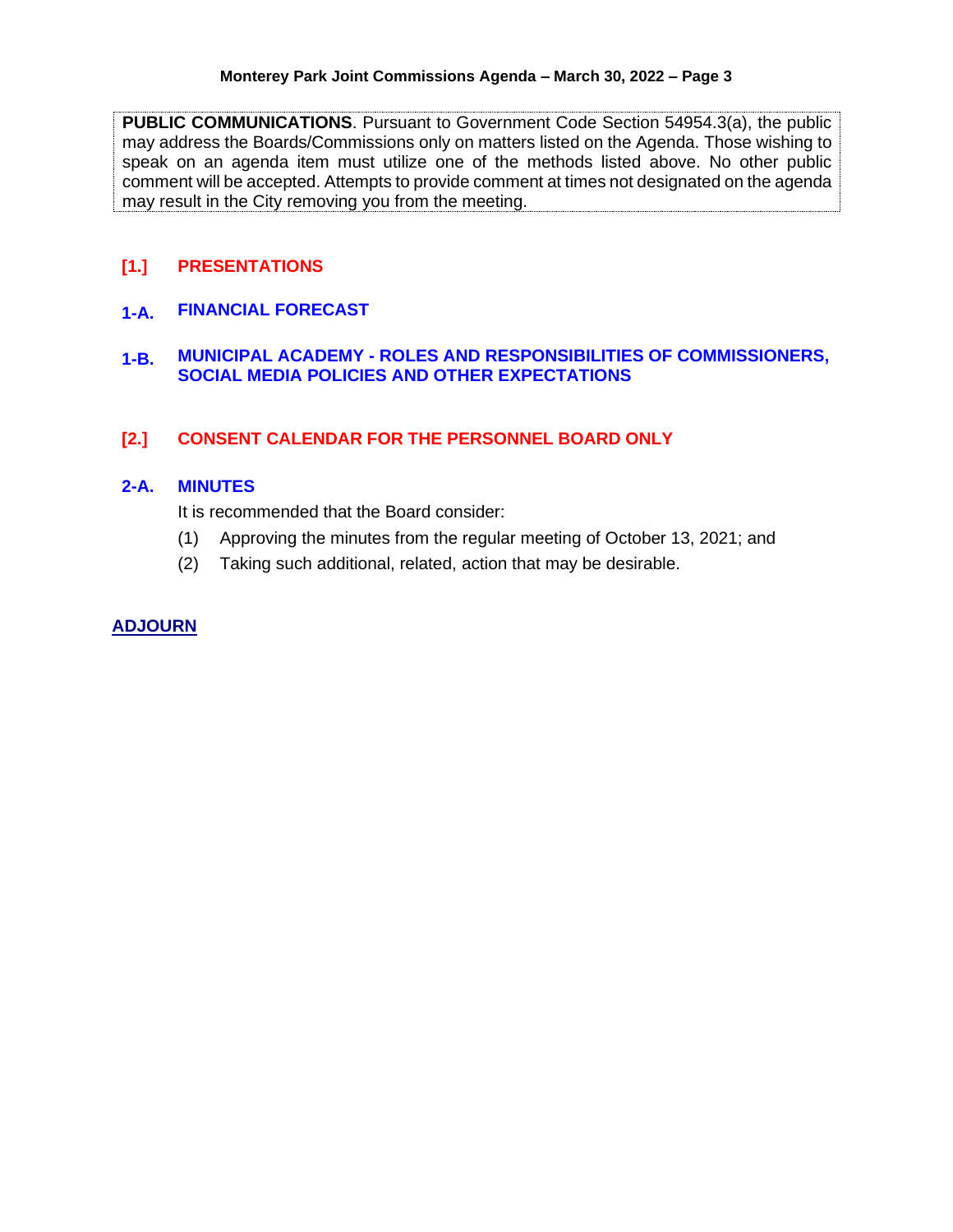**PUBLIC COMMUNICATIONS**. Pursuant to Government Code Section 54954.3(a), the public may address the Boards/Commissions only on matters listed on the Agenda. Those wishing to speak on an agenda item must utilize one of the methods listed above. No other public comment will be accepted. Attempts to provide comment at times not designated on the agenda may result in the City removing you from the meeting.

## [1.] PRESENTATIONS

### 1-A. FINANCIAL FORECAST

### 1-B. MUNICIPAL ACADEMY - ROLES AND RESPONSIBILITIES OF COMMISSIONERS, SOCIAL MEDIA POLICIES AND OTHER EXPECTATIONS

## [2.] CONSENT CALENDAR FOR THE PERSONNEL BOARD ONLY

### 2-A. MINUTES

It is recommended that the Board consider:

(1) Approving the minutes from the regular meeting of October 13, 2021; and

(2) Taking such additional, related, action that may be desirable.

**ADJOURN**